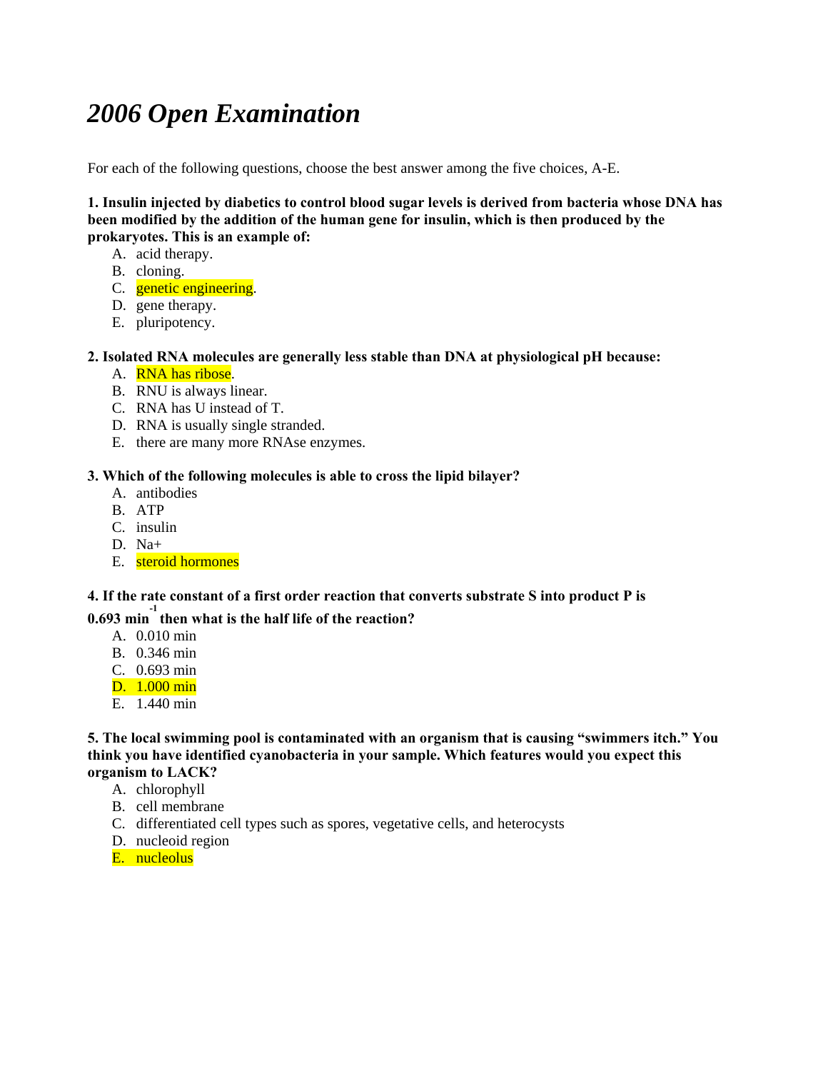# *2006 Open Examination*

For each of the following questions, choose the best answer among the five choices, A-E.

**1. Insulin injected by diabetics to control blood sugar levels is derived from bacteria whose DNA has been modified by the addition of the human gene for insulin, which is then produced by the prokaryotes. This is an example of:**

A. acid therapy.
B. cloning.
C. genetic engineering.
D. gene therapy.
E. pluripotency.

**2. Isolated RNA molecules are generally less stable than DNA at physiological pH because:**

A. RNA has ribose.
B. RNU is always linear.
C. RNA has U instead of T.
D. RNA is usually single stranded.
E. there are many more RNAse enzymes.

**3. Which of the following molecules is able to cross the lipid bilayer?**

A. antibodies
B. ATP
C. insulin
D. $Na^+$
E. steroid hormones

**4. If the rate constant of a first order reaction that converts substrate S into product P is 0.693 $min^{-1}$ then what is the half life of the reaction?**

A. 0.010 min
B. 0.346 min
C. 0.693 min
D. 1.000 min
E. 1.440 min

**5. The local swimming pool is contaminated with an organism that is causing "swimmers itch." You think you have identified cyanobacteria in your sample. Which features would you expect this organism to LACK?**

A. chlorophyll
B. cell membrane
C. differentiated cell types such as spores, vegetative cells, and heterocysts
D. nucleoid region
E. nucleolus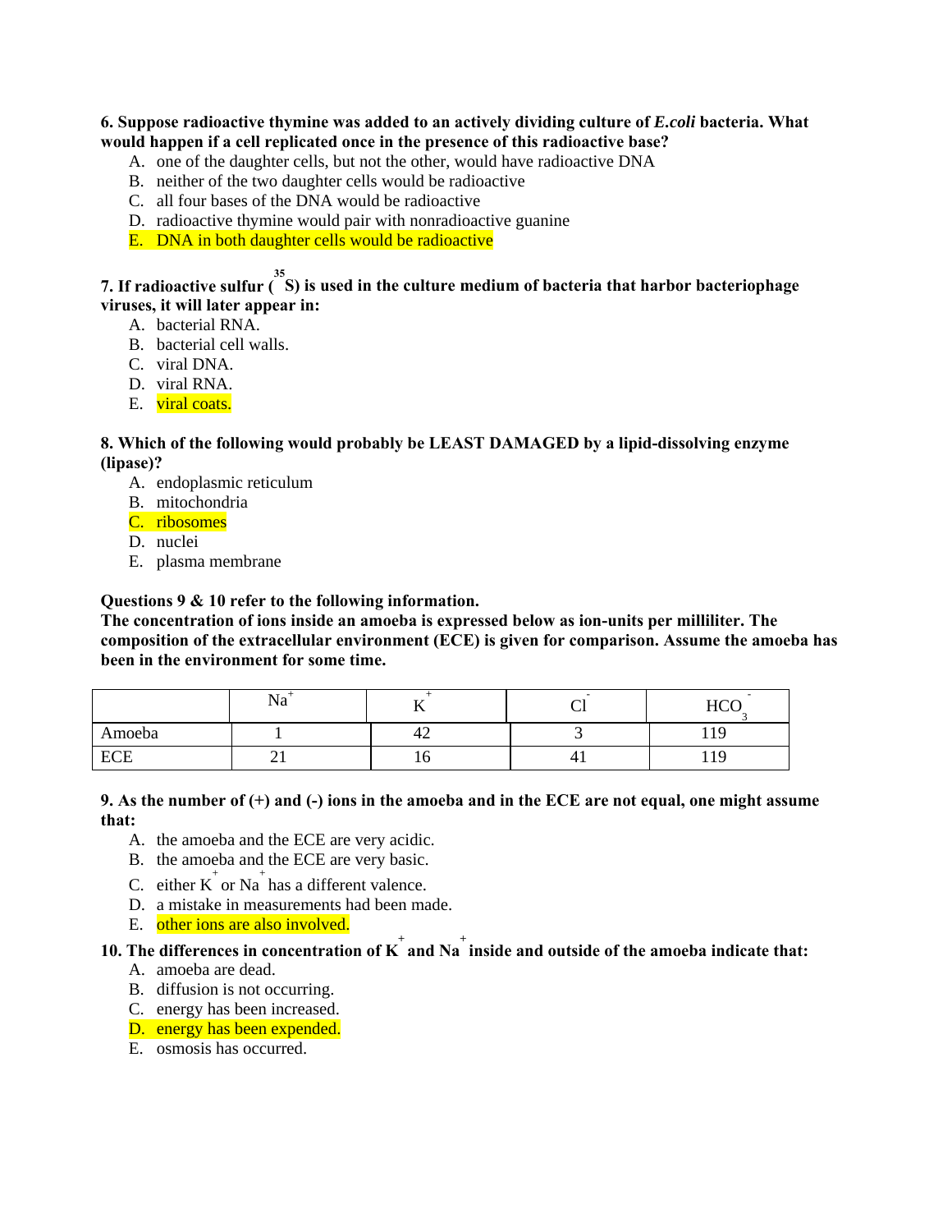**6. Suppose radioactive thymine was added to an actively dividing culture of *E.coli* bacteria. What would happen if a cell replicated once in the presence of this radioactive base?**

A. one of the daughter cells, but not the other, would have radioactive DNA
B. neither of the two daughter cells would be radioactive
C. all four bases of the DNA would be radioactive
D. radioactive thymine would pair with nonradioactive guanine
E. DNA in both daughter cells would be radioactive

**7. If radioactive sulfur ($^{35}S$) is used in the culture medium of bacteria that harbor bacteriophage viruses, it will later appear in:**

A. bacterial RNA.
B. bacterial cell walls.
C. viral DNA.
D. viral RNA.
E. viral coats.

**8. Which of the following would probably be LEAST DAMAGED by a lipid-dissolving enzyme (lipase)?**

A. endoplasmic reticulum
B. mitochondria
C. ribosomes
D. nuclei
E. plasma membrane

**Questions 9 & 10 refer to the following information.**
**The concentration of ions inside an amoeba is expressed below as ion-units per milliliter. The composition of the extracellular environment (ECE) is given for comparison. Assume the amoeba has been in the environment for some time.**

| | $Na^+$ | $K^+$ | $Cl^-$ | $HCO_3^-$ |
|---|---|---|---|---|
| Amoeba | 1 | 42 | 3 | 119 |
| ECE | 21 | 16 | 41 | 119 |

**9. As the number of (+) and (-) ions in the amoeba and in the ECE are not equal, one might assume that:**

A. the amoeba and the ECE are very acidic.
B. the amoeba and the ECE are very basic.
C. either $K^+$ or $Na^+$ has a different valence.
D. a mistake in measurements had been made.
E. other ions are also involved.

**10. The differences in concentration of $K^+$ and $Na^+$ inside and outside of the amoeba indicate that:**

A. amoeba are dead.
B. diffusion is not occurring.
C. energy has been increased.
D. energy has been expended.
E. osmosis has occurred.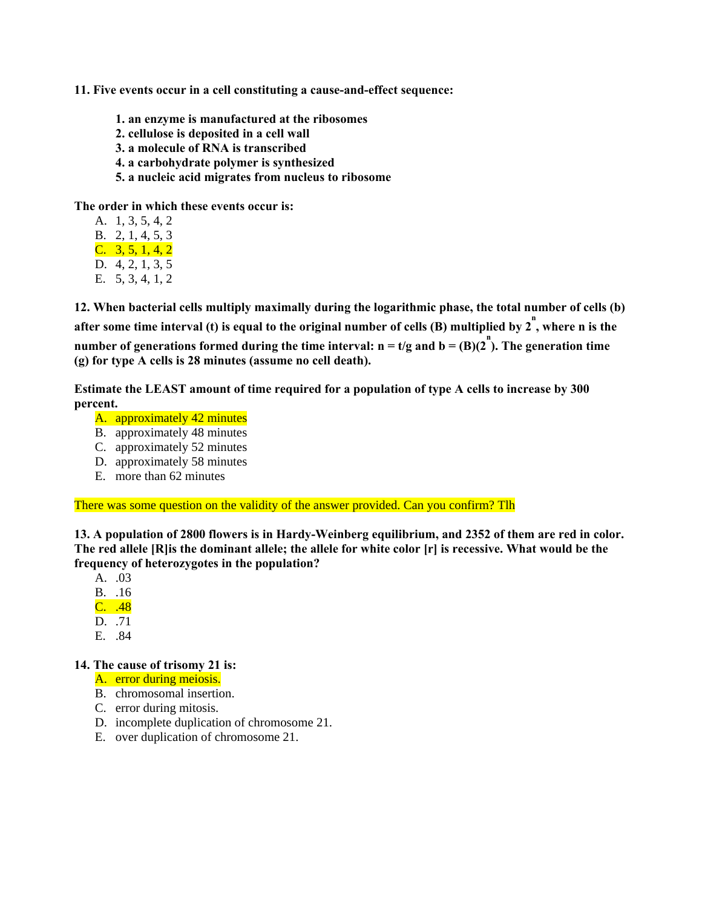**11. Five events occur in a cell constituting a cause-and-effect sequence:**

1. **an enzyme is manufactured at the ribosomes**
2. **cellulose is deposited in a cell wall**
3. **a molecule of RNA is transcribed**
4. **a carbohydrate polymer is synthesized**
5. **a nucleic acid migrates from nucleus to ribosome**

**The order in which these events occur is:**

A. 1, 3, 5, 4, 2
B. 2, 1, 4, 5, 3
C. 3, 5, 1, 4, 2
D. 4, 2, 1, 3, 5
E. 5, 3, 4, 1, 2

**12. When bacterial cells multiply maximally during the logarithmic phase, the total number of cells (b) after some time interval (t) is equal to the original number of cells (B) multiplied by $2^n$, where n is the number of generations formed during the time interval: $n = t/g$ and $b = (B)(2^n)$. The generation time (g) for type A cells is 28 minutes (assume no cell death).**

**Estimate the LEAST amount of time required for a population of type A cells to increase by 300 percent.**

A. approximately 42 minutes
B. approximately 48 minutes
C. approximately 52 minutes
D. approximately 58 minutes
E. more than 62 minutes

There was some question on the validity of the answer provided. Can you confirm? Tlh

**13. A population of 2800 flowers is in Hardy-Weinberg equilibrium, and 2352 of them are red in color. The red allele [R]is the dominant allele; the allele for white color [r] is recessive. What would be the frequency of heterozygotes in the population?**

A. .03
B. .16
C. .48
D. .71
E. .84

**14. The cause of trisomy 21 is:**

A. error during meiosis.
B. chromosomal insertion.
C. error during mitosis.
D. incomplete duplication of chromosome 21.
E. over duplication of chromosome 21.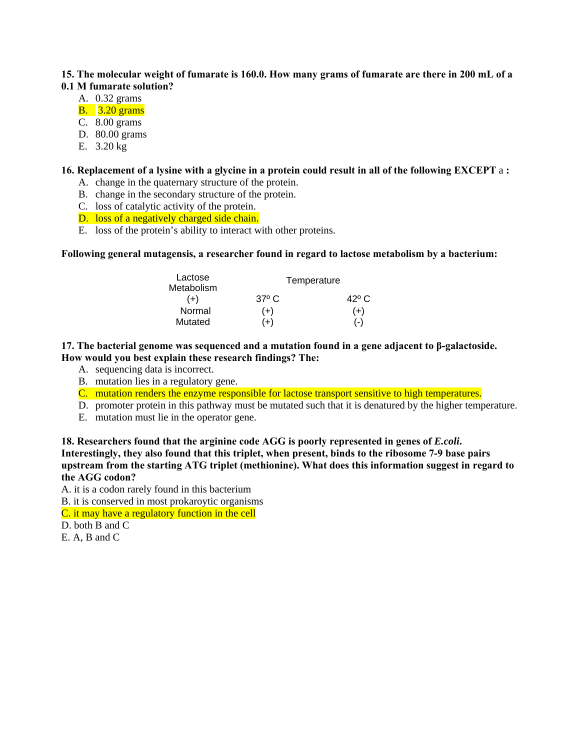**15. The molecular weight of fumarate is 160.0. How many grams of fumarate are there in 200 mL of a 0.1 M fumarate solution?**

A. 0.32 grams
B. 3.20 grams
C. 8.00 grams
D. 80.00 grams
E. 3.20 kg

**16. Replacement of a lysine with a glycine in a protein could result in all of the following EXCEPT** a **:**

A. change in the quaternary structure of the protein.
B. change in the secondary structure of the protein.
C. loss of catalytic activity of the protein.
D. loss of a negatively charged side chain.
E. loss of the protein's ability to interact with other proteins.

**Following general mutagensis, a researcher found in regard to lactose metabolism by a bacterium:**

| Lactose Metabolism | Temperature | |
|---|---|---|
| (+) | 37º C | 42º C |
| Normal | (+) | (+) |
| Mutated | (+) | (-) |

**17. The bacterial genome was sequenced and a mutation found in a gene adjacent to β-galactoside. How would you best explain these research findings? The:**

A. sequencing data is incorrect.
B. mutation lies in a regulatory gene.
C. mutation renders the enzyme responsible for lactose transport sensitive to high temperatures.
D. promoter protein in this pathway must be mutated such that it is denatured by the higher temperature.
E. mutation must lie in the operator gene.

**18. Researchers found that the arginine code AGG is poorly represented in genes of *E.coli.* Interestingly, they also found that this triplet, when present, binds to the ribosome 7-9 base pairs upstream from the starting ATG triplet (methionine). What does this information suggest in regard to the AGG codon?**

A. it is a codon rarely found in this bacterium
B. it is conserved in most prokaroytic organisms
C. it may have a regulatory function in the cell
D. both B and C
E. A, B and C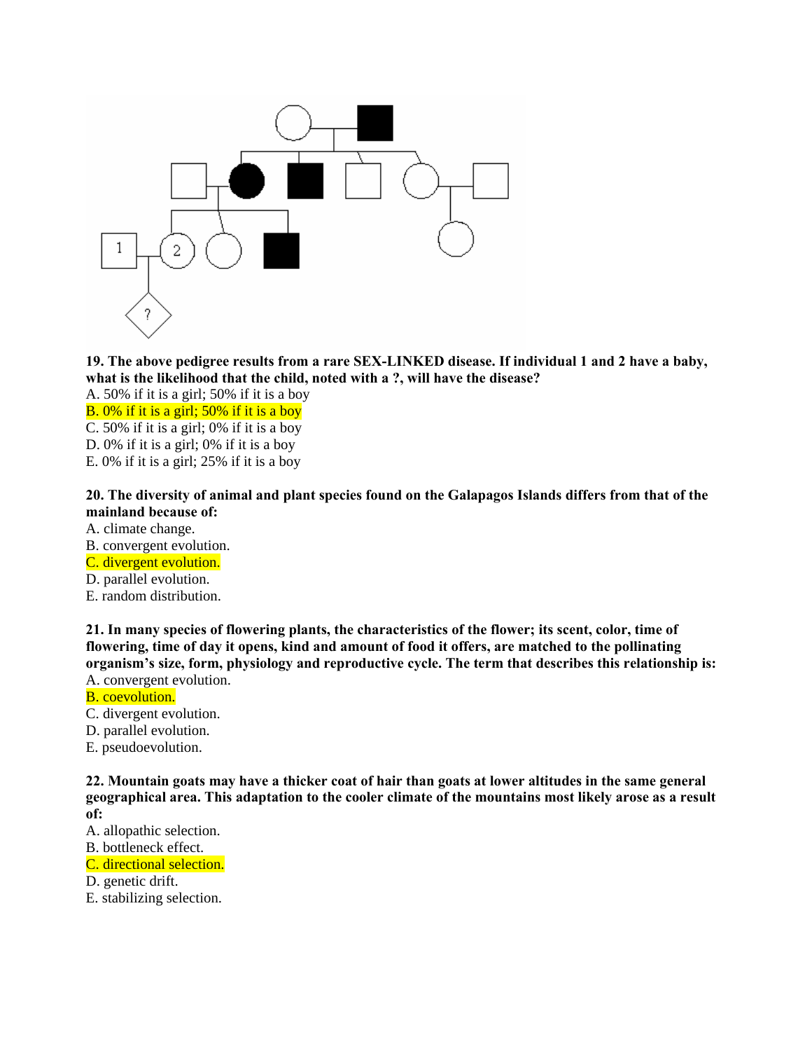**19. The above pedigree results from a rare SEX-LINKED disease. If individual 1 and 2 have a baby, what is the likelihood that the child, noted with a ?, will have the disease?**

A. 50% if it is a girl; 50% if it is a boy
B. 0% if it is a girl; 50% if it is a boy
C. 50% if it is a girl; 0% if it is a boy
D. 0% if it is a girl; 0% if it is a boy
E. 0% if it is a girl; 25% if it is a boy

**20. The diversity of animal and plant species found on the Galapagos Islands differs from that of the mainland because of:**

A. climate change.
B. convergent evolution.
C. divergent evolution.
D. parallel evolution.
E. random distribution.

**21. In many species of flowering plants, the characteristics of the flower; its scent, color, time of flowering, time of day it opens, kind and amount of food it offers, are matched to the pollinating organism's size, form, physiology and reproductive cycle. The term that describes this relationship is:**

A. convergent evolution.
B. coevolution.
C. divergent evolution.
D. parallel evolution.
E. pseudoevolution.

**22. Mountain goats may have a thicker coat of hair than goats at lower altitudes in the same general geographical area. This adaptation to the cooler climate of the mountains most likely arose as a result of:**

A. allopathic selection.
B. bottleneck effect.
C. directional selection.
D. genetic drift.
E. stabilizing selection.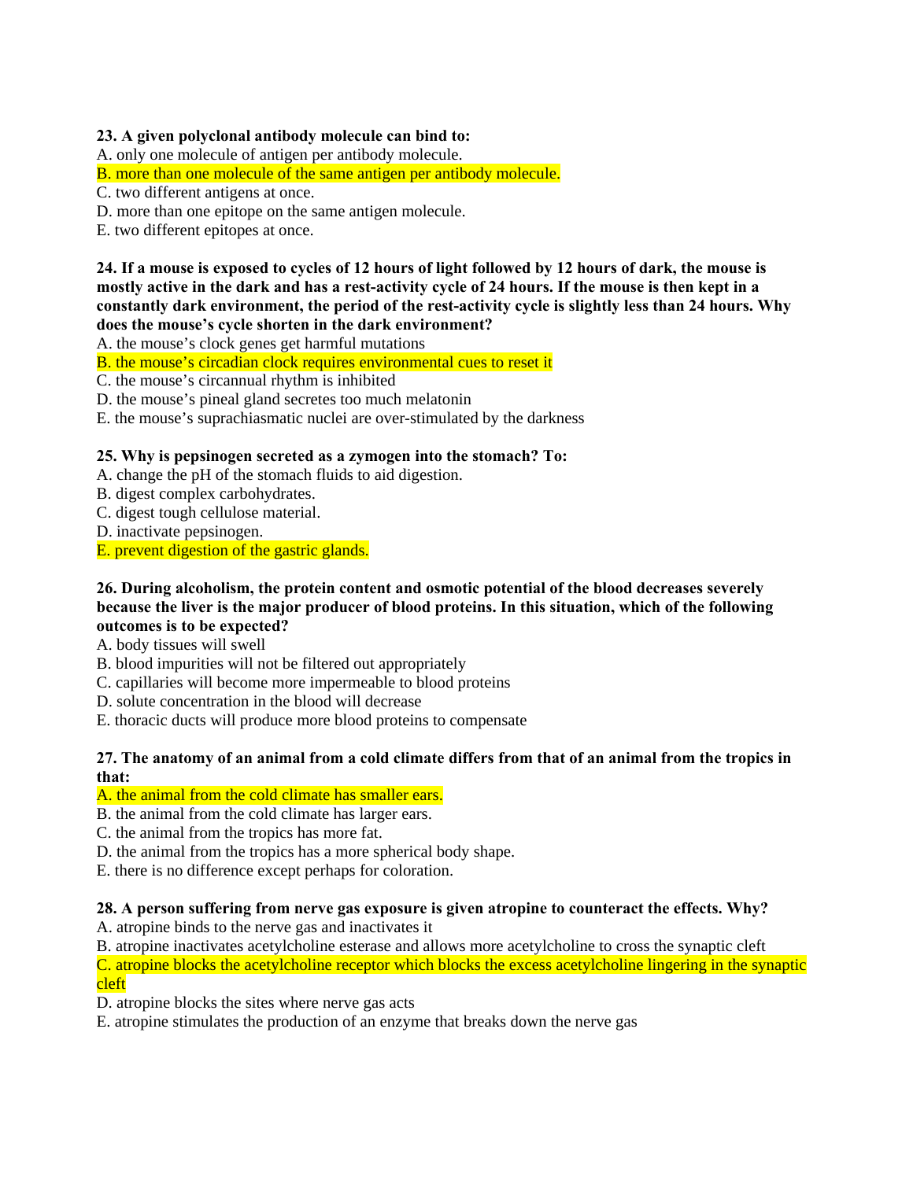**23. A given polyclonal antibody molecule can bind to:**

A. only one molecule of antigen per antibody molecule.
B. more than one molecule of the same antigen per antibody molecule.
C. two different antigens at once.
D. more than one epitope on the same antigen molecule.
E. two different epitopes at once.

**24. If a mouse is exposed to cycles of 12 hours of light followed by 12 hours of dark, the mouse is mostly active in the dark and has a rest-activity cycle of 24 hours. If the mouse is then kept in a constantly dark environment, the period of the rest-activity cycle is slightly less than 24 hours. Why does the mouse's cycle shorten in the dark environment?**

A. the mouse's clock genes get harmful mutations
B. the mouse's circadian clock requires environmental cues to reset it
C. the mouse's circannual rhythm is inhibited
D. the mouse's pineal gland secretes too much melatonin
E. the mouse's suprachiasmatic nuclei are over-stimulated by the darkness

**25. Why is pepsinogen secreted as a zymogen into the stomach? To:**

A. change the pH of the stomach fluids to aid digestion.
B. digest complex carbohydrates.
C. digest tough cellulose material.
D. inactivate pepsinogen.
E. prevent digestion of the gastric glands.

**26. During alcoholism, the protein content and osmotic potential of the blood decreases severely because the liver is the major producer of blood proteins. In this situation, which of the following outcomes is to be expected?**

A. body tissues will swell
B. blood impurities will not be filtered out appropriately
C. capillaries will become more impermeable to blood proteins
D. solute concentration in the blood will decrease
E. thoracic ducts will produce more blood proteins to compensate

**27. The anatomy of an animal from a cold climate differs from that of an animal from the tropics in that:**

A. the animal from the cold climate has smaller ears.
B. the animal from the cold climate has larger ears.
C. the animal from the tropics has more fat.
D. the animal from the tropics has a more spherical body shape.
E. there is no difference except perhaps for coloration.

**28. A person suffering from nerve gas exposure is given atropine to counteract the effects. Why?**

A. atropine binds to the nerve gas and inactivates it
B. atropine inactivates acetylcholine esterase and allows more acetylcholine to cross the synaptic cleft
C. atropine blocks the acetylcholine receptor which blocks the excess acetylcholine lingering in the synaptic cleft
D. atropine blocks the sites where nerve gas acts
E. atropine stimulates the production of an enzyme that breaks down the nerve gas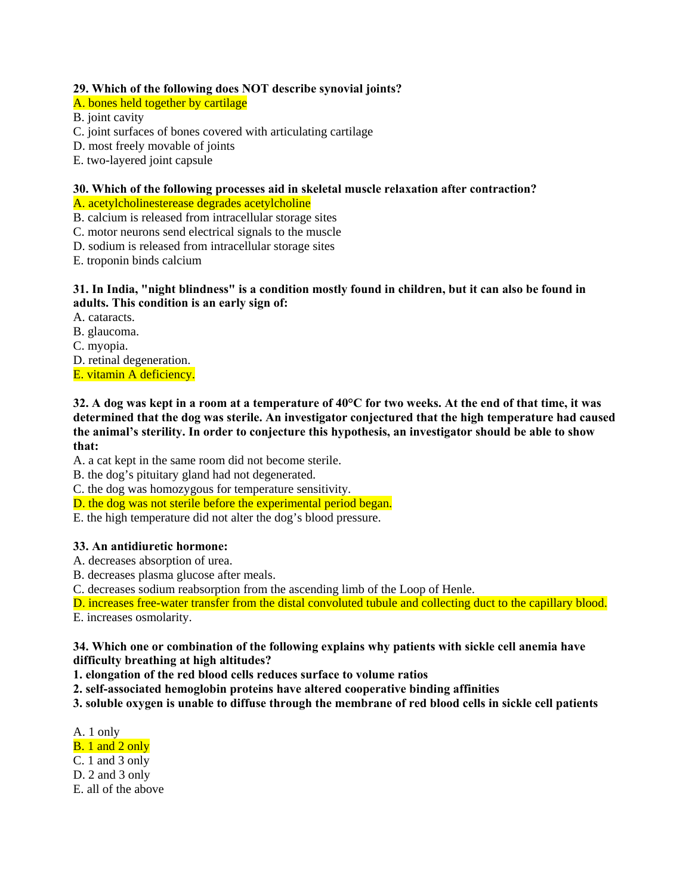**29. Which of the following does NOT describe synovial joints?**

A. bones held together by cartilage
B. joint cavity
C. joint surfaces of bones covered with articulating cartilage
D. most freely movable of joints
E. two-layered joint capsule

**30. Which of the following processes aid in skeletal muscle relaxation after contraction?**

A. acetylcholinesterease degrades acetylcholine
B. calcium is released from intracellular storage sites
C. motor neurons send electrical signals to the muscle
D. sodium is released from intracellular storage sites
E. troponin binds calcium

**31. In India, "night blindness" is a condition mostly found in children, but it can also be found in adults. This condition is an early sign of:**

A. cataracts.
B. glaucoma.
C. myopia.
D. retinal degeneration.
E. vitamin A deficiency.

**32. A dog was kept in a room at a temperature of 40°C for two weeks. At the end of that time, it was determined that the dog was sterile. An investigator conjectured that the high temperature had caused the animal's sterility. In order to conjecture this hypothesis, an investigator should be able to show that:**

A. a cat kept in the same room did not become sterile.
B. the dog's pituitary gland had not degenerated.
C. the dog was homozygous for temperature sensitivity.
D. the dog was not sterile before the experimental period began.
E. the high temperature did not alter the dog's blood pressure.

**33. An antidiuretic hormone:**

A. decreases absorption of urea.
B. decreases plasma glucose after meals.
C. decreases sodium reabsorption from the ascending limb of the Loop of Henle.
D. increases free-water transfer from the distal convoluted tubule and collecting duct to the capillary blood.
E. increases osmolarity.

**34. Which one or combination of the following explains why patients with sickle cell anemia have difficulty breathing at high altitudes?**
**1. elongation of the red blood cells reduces surface to volume ratios**
**2. self-associated hemoglobin proteins have altered cooperative binding affinities**
**3. soluble oxygen is unable to diffuse through the membrane of red blood cells in sickle cell patients**

A. 1 only
B. 1 and 2 only
C. 1 and 3 only
D. 2 and 3 only
E. all of the above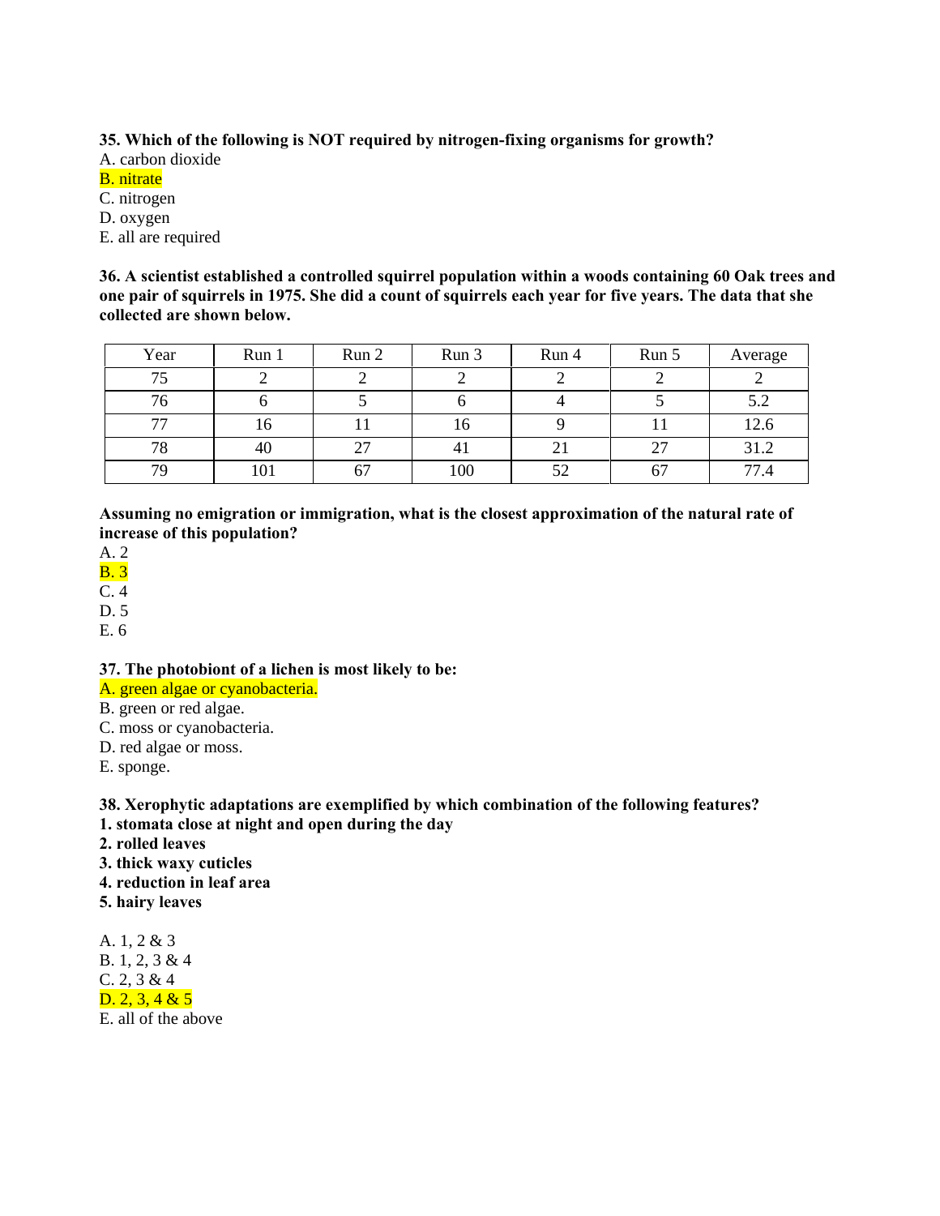**35. Which of the following is NOT required by nitrogen-fixing organisms for growth?**

A. carbon dioxide
B. nitrate
C. nitrogen
D. oxygen
E. all are required

**36. A scientist established a controlled squirrel population within a woods containing 60 Oak trees and one pair of squirrels in 1975. She did a count of squirrels each year for five years. The data that she collected are shown below.**

| Year | Run 1 | Run 2 | Run 3 | Run 4 | Run 5 | Average |
|---|---|---|---|---|---|---|
| 75 | 2 | 2 | 2 | 2 | 2 | 2 |
| 76 | 6 | 5 | 6 | 4 | 5 | 5.2 |
| 77 | 16 | 11 | 16 | 9 | 11 | 12.6 |
| 78 | 40 | 27 | 41 | 21 | 27 | 31.2 |
| 79 | 101 | 67 | 100 | 52 | 67 | 77.4 |

**Assuming no emigration or immigration, what is the closest approximation of the natural rate of increase of this population?**

A. 2
B. 3
C. 4
D. 5
E. 6

**37. The photobiont of a lichen is most likely to be:**

A. green algae or cyanobacteria.
B. green or red algae.
C. moss or cyanobacteria.
D. red algae or moss.
E. sponge.

**38. Xerophytic adaptations are exemplified by which combination of the following features?**
**1. stomata close at night and open during the day**
**2. rolled leaves**
**3. thick waxy cuticles**
**4. reduction in leaf area**
**5. hairy leaves**

A. 1, 2 & 3
B. 1, 2, 3 & 4
C. 2, 3 & 4
D. 2, 3, 4 & 5
E. all of the above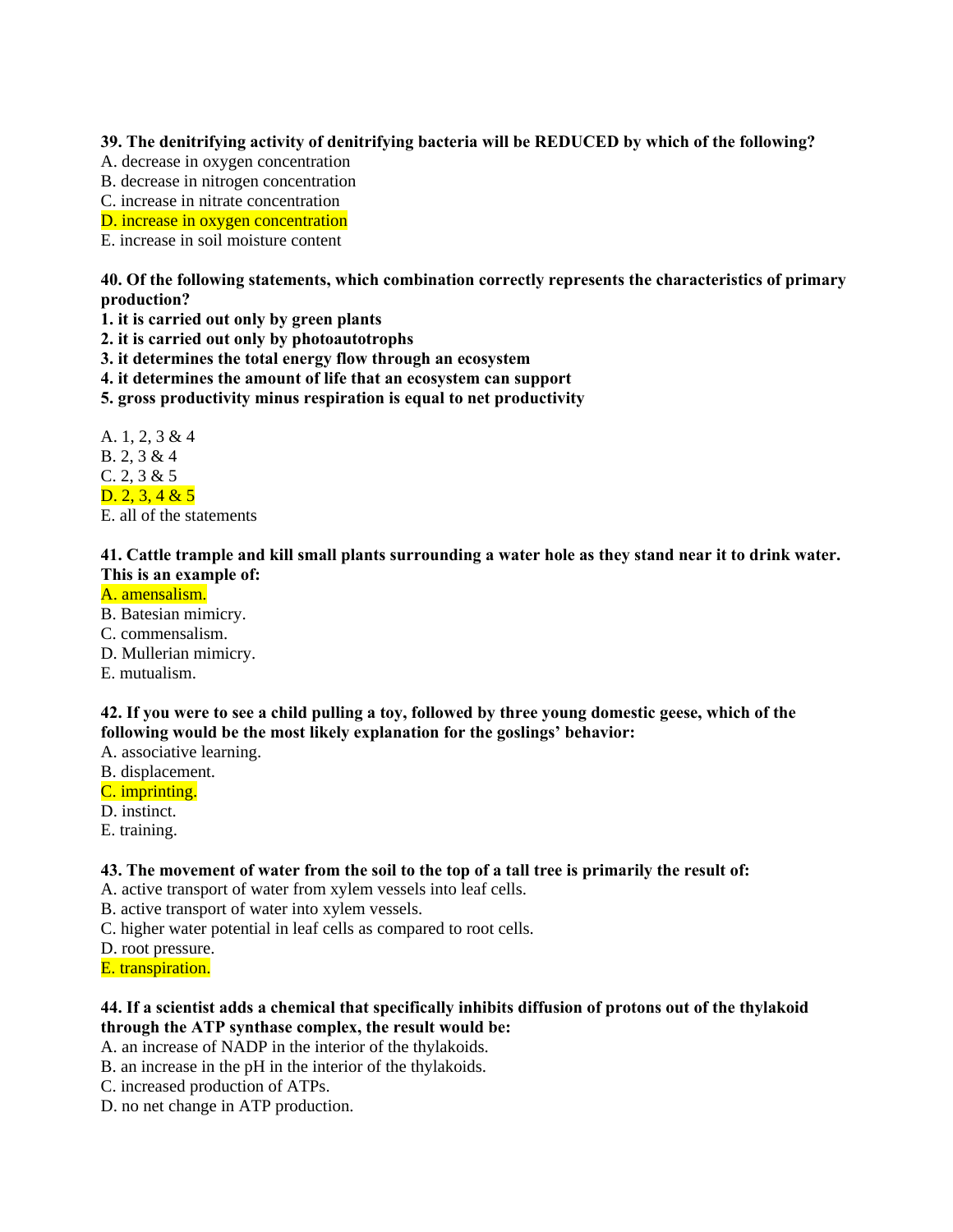**39. The denitrifying activity of denitrifying bacteria will be REDUCED by which of the following?**

A. decrease in oxygen concentration  
B. decrease in nitrogen concentration  
C. increase in nitrate concentration  
D. increase in oxygen concentration  
E. increase in soil moisture content

**40. Of the following statements, which combination correctly represents the characteristics of primary production?**

**1. it is carried out only by green plants**  
**2. it is carried out only by photoautotrophs**  
**3. it determines the total energy flow through an ecosystem**  
**4. it determines the amount of life that an ecosystem can support**  
**5. gross productivity minus respiration is equal to net productivity**

A. 1, 2, 3 & 4  
B. 2, 3 & 4  
C. 2, 3 & 5  
D. 2, 3, 4 & 5  
E. all of the statements

**41. Cattle trample and kill small plants surrounding a water hole as they stand near it to drink water. This is an example of:**

A. amensalism.  
B. Batesian mimicry.  
C. commensalism.  
D. Mullerian mimicry.  
E. mutualism.

**42. If you were to see a child pulling a toy, followed by three young domestic geese, which of the following would be the most likely explanation for the goslings' behavior:**

A. associative learning.  
B. displacement.  
C. imprinting.  
D. instinct.  
E. training.

**43. The movement of water from the soil to the top of a tall tree is primarily the result of:**

A. active transport of water from xylem vessels into leaf cells.  
B. active transport of water into xylem vessels.  
C. higher water potential in leaf cells as compared to root cells.  
D. root pressure.  
E. transpiration.

**44. If a scientist adds a chemical that specifically inhibits diffusion of protons out of the thylakoid through the ATP synthase complex, the result would be:**

A. an increase of NADP in the interior of the thylakoids.  
B. an increase in the pH in the interior of the thylakoids.  
C. increased production of ATPs.  
D. no net change in ATP production.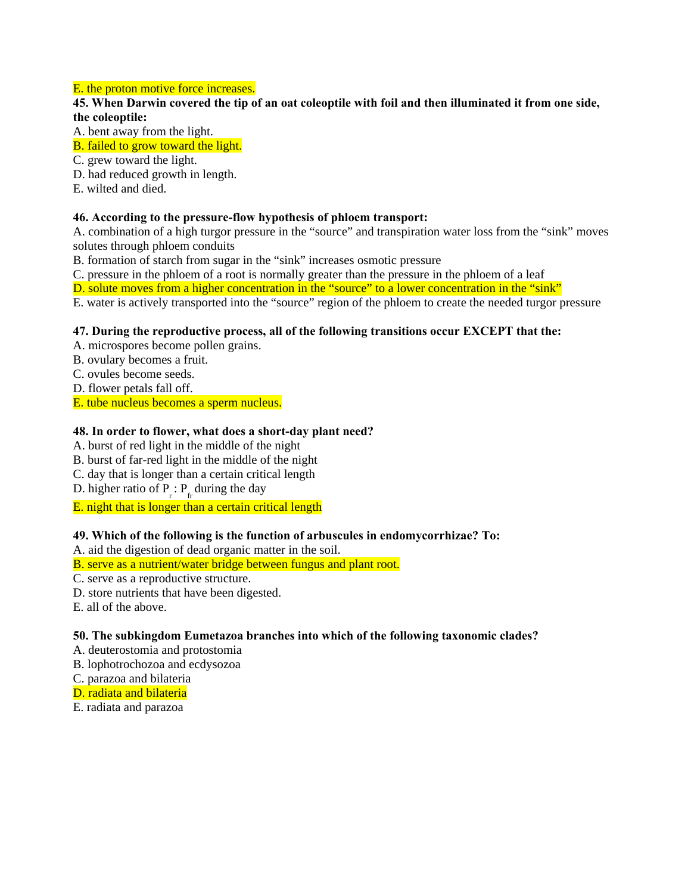E. the proton motive force increases.

**45. When Darwin covered the tip of an oat coleoptile with foil and then illuminated it from one side, the coleoptile:**

A. bent away from the light.
B. failed to grow toward the light.
C. grew toward the light.
D. had reduced growth in length.
E. wilted and died.

**46. According to the pressure-flow hypothesis of phloem transport:**

A. combination of a high turgor pressure in the "source" and transpiration water loss from the "sink" moves solutes through phloem conduits
B. formation of starch from sugar in the "sink" increases osmotic pressure
C. pressure in the phloem of a root is normally greater than the pressure in the phloem of a leaf
D. solute moves from a higher concentration in the "source" to a lower concentration in the "sink"
E. water is actively transported into the "source" region of the phloem to create the needed turgor pressure

**47. During the reproductive process, all of the following transitions occur EXCEPT that the:**

A. microspores become pollen grains.
B. ovulary becomes a fruit.
C. ovules become seeds.
D. flower petals fall off.
E. tube nucleus becomes a sperm nucleus.

**48. In order to flower, what does a short-day plant need?**

A. burst of red light in the middle of the night
B. burst of far-red light in the middle of the night
C. day that is longer than a certain critical length
D. higher ratio of $P_r : P_{fr}$ during the day
E. night that is longer than a certain critical length

**49. Which of the following is the function of arbuscules in endomycorrhizae? To:**

A. aid the digestion of dead organic matter in the soil.
B. serve as a nutrient/water bridge between fungus and plant root.
C. serve as a reproductive structure.
D. store nutrients that have been digested.
E. all of the above.

**50. The subkingdom Eumetazoa branches into which of the following taxonomic clades?**

A. deuterostomia and protostomia
B. lophotrochozoa and ecdysozoa
C. parazoa and bilateria
D. radiata and bilateria
E. radiata and parazoa